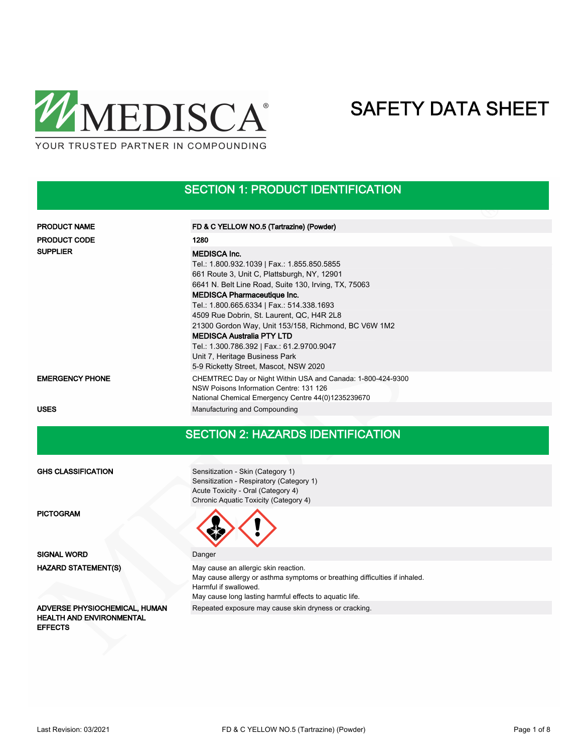MEDISCA®

YOUR TRUSTED PARTNER IN COMPOUNDING

# SAFETY DATA SHEET

## SECTION 1: PRODUCT IDENTIFICATION

| | |
|---|---|
| **PRODUCT NAME** | **FD & C YELLOW NO.5 (Tartrazine) (Powder)** |
| **PRODUCT CODE** | **1280** |
| **SUPPLIER** | **MEDISCA Inc.**<br>Tel.: 1.800.932.1039 \| Fax.: 1.855.850.5855<br>661 Route 3, Unit C, Plattsburgh, NY, 12901<br>6641 N. Belt Line Road, Suite 130, Irving, TX, 75063<br>**MEDISCA Pharmaceutique Inc.**<br>Tel.: 1.800.665.6334 \| Fax.: 514.338.1693<br>4509 Rue Dobrin, St. Laurent, QC, H4R 2L8<br>21300 Gordon Way, Unit 153/158, Richmond, BC V6W 1M2<br>**MEDISCA Australia PTY LTD**<br>Tel.: 1.300.786.392 \| Fax.: 61.2.9700.9047<br>Unit 7, Heritage Business Park<br>5-9 Ricketty Street, Mascot, NSW 2020 |
| **EMERGENCY PHONE** | CHEMTREC Day or Night Within USA and Canada: 1-800-424-9300<br>NSW Poisons Information Centre: 131 126<br>National Chemical Emergency Centre 44(0)1235239670 |
| **USES** | Manufacturing and Compounding |

## SECTION 2: HAZARDS IDENTIFICATION

| | |
|---|---|
| **GHS CLASSIFICATION** | Sensitization - Skin (Category 1)<br>Sensitization - Respiratory (Category 1)<br>Acute Toxicity - Oral (Category 4)<br>Chronic Aquatic Toxicity (Category 4) |
| **PICTOGRAM** | |
| **SIGNAL WORD** | Danger |
| **HAZARD STATEMENT(S)** | May cause an allergic skin reaction.<br>May cause allergy or asthma symptoms or breathing difficulties if inhaled.<br>Harmful if swallowed.<br>May cause long lasting harmful effects to aquatic life. |
| **ADVERSE PHYSIOCHEMICAL, HUMAN HEALTH AND ENVIRONMENTAL EFFECTS** | Repeated exposure may cause skin dryness or cracking. |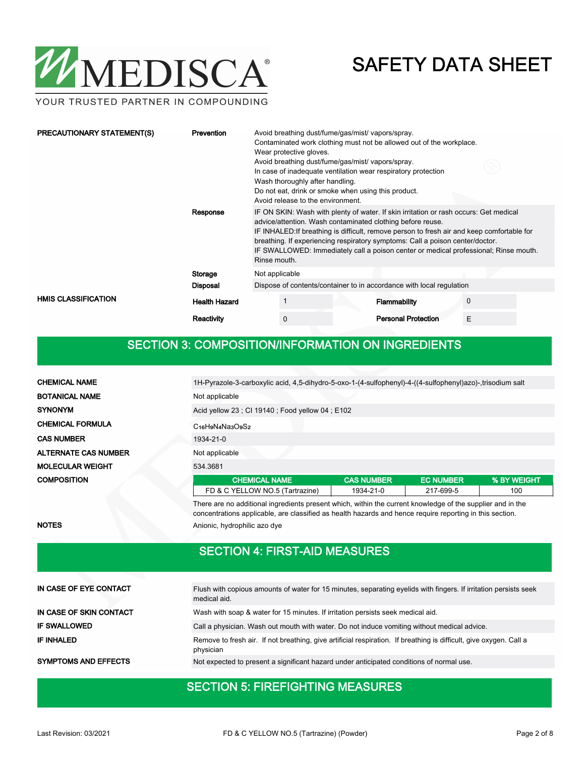| | | |
|---|---|---|
| **PRECAUTIONARY STATEMENT(S)** | **Prevention** | Avoid breathing dust/fume/gas/mist/ vapors/spray.<br>Contaminated work clothing must not be allowed out of the workplace.<br>Wear protective gloves.<br>Avoid breathing dust/fume/gas/mist/ vapors/spray.<br>In case of inadequate ventilation wear respiratory protection<br>Wash thoroughly after handling.<br>Do not eat, drink or smoke when using this product.<br>Avoid release to the environment. |
| | **Response** | IF ON SKIN: Wash with plenty of water. If skin irritation or rash occurs: Get medical advice/attention. Wash contaminated clothing before reuse.<br>IF INHALED:If breathing is difficult, remove person to fresh air and keep comfortable for breathing. If experiencing respiratory symptoms: Call a poison center/doctor.<br>IF SWALLOWED: Immediately call a poison center or medical professional; Rinse mouth. Rinse mouth. |
| | **Storage** | Not applicable |
| | **Disposal** | Dispose of contents/container to in accordance with local regulation |

| **HMIS CLASSIFICATION** | | | | |
|---|---|---|---|---|
| | **Health Hazard** | 1 | **Flammability** | 0 |
| | **Reactivity** | 0 | **Personal Protection** | E |

## SECTION 3: COMPOSITION/INFORMATION ON INGREDIENTS

| | |
|---|---|
| **CHEMICAL NAME** | 1H-Pyrazole-3-carboxylic acid, 4,5-dihydro-5-oxo-1-(4-sulfophenyl)-4-((4-sulfophenyl)azo)-,trisodium salt |
| **BOTANICAL NAME** | Not applicable |
| **SYNONYM** | Acid yellow 23 ; CI 19140 ; Food yellow 04 ; E102 |
| **CHEMICAL FORMULA** | $C_{16}H_9N_4Na_3O_9S_2$ |
| **CAS NUMBER** | 1934-21-0 |
| **ALTERNATE CAS NUMBER** | Not applicable |
| **MOLECULAR WEIGHT** | 534.3681 |

**COMPOSITION**

| CHEMICAL NAME | CAS NUMBER | EC NUMBER | % BY WEIGHT |
|---|---|---|---|
| FD & C YELLOW NO.5 (Tartrazine) | 1934-21-0 | 217-699-5 | 100 |

There are no additional ingredients present which, within the current knowledge of the supplier and in the concentrations applicable, are classified as health hazards and hence require reporting in this section.

**NOTES** Anionic, hydrophilic azo dye

## SECTION 4: FIRST-AID MEASURES

| | |
|---|---|
| **IN CASE OF EYE CONTACT** | Flush with copious amounts of water for 15 minutes, separating eyelids with fingers. If irritation persists seek medical aid. |
| **IN CASE OF SKIN CONTACT** | Wash with soap & water for 15 minutes. If irritation persists seek medical aid. |
| **IF SWALLOWED** | Call a physician. Wash out mouth with water. Do not induce vomiting without medical advice. |
| **IF INHALED** | Remove to fresh air. If not breathing, give artificial respiration. If breathing is difficult, give oxygen. Call a physician |
| **SYMPTOMS AND EFFECTS** | Not expected to present a significant hazard under anticipated conditions of normal use. |

## SECTION 5: FIREFIGHTING MEASURES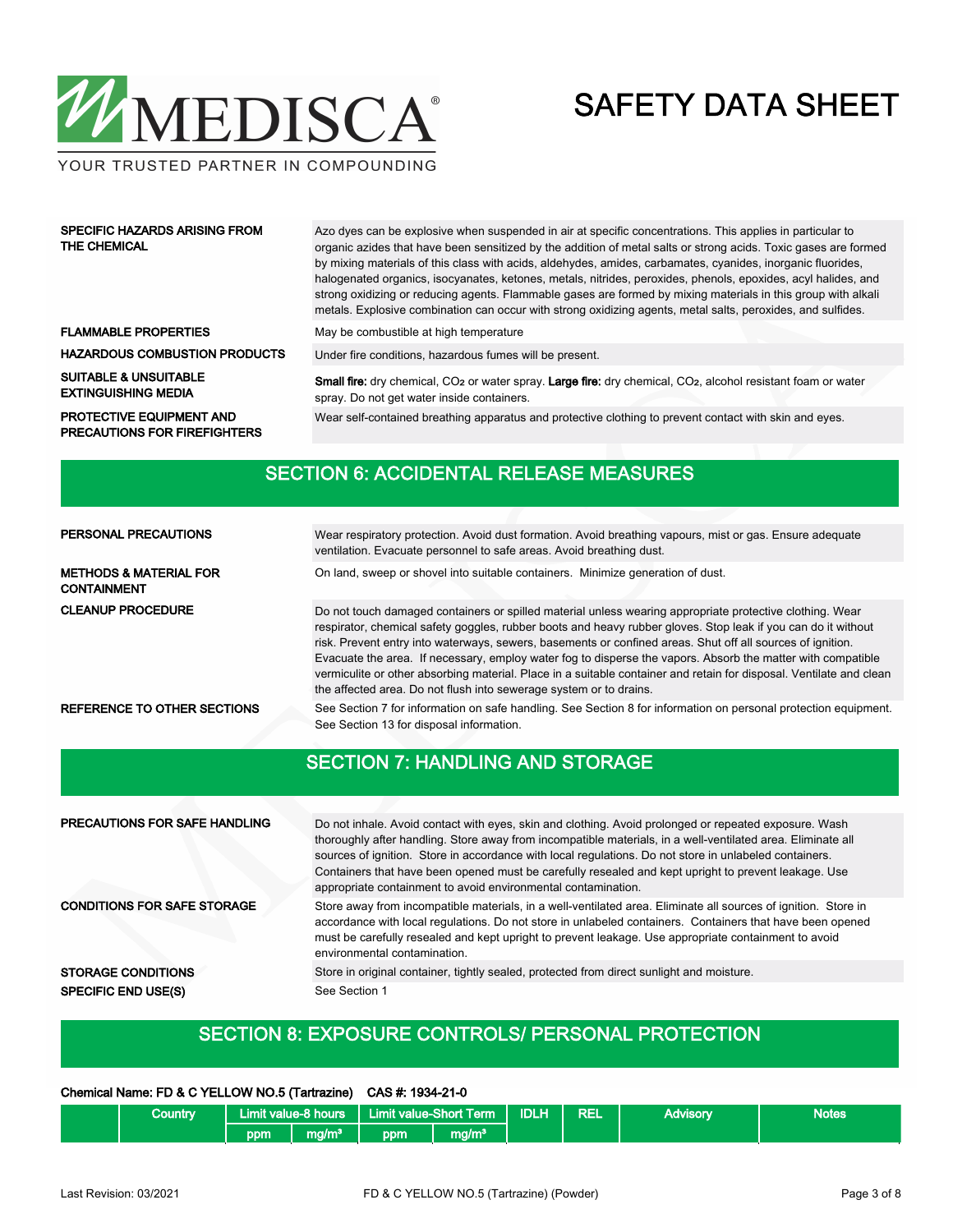| | |
|---|---|
| **SPECIFIC HAZARDS ARISING FROM THE CHEMICAL** | Azo dyes can be explosive when suspended in air at specific concentrations. This applies in particular to organic azides that have been sensitized by the addition of metal salts or strong acids. Toxic gases are formed by mixing materials of this class with acids, aldehydes, amides, carbamates, cyanides, inorganic fluorides, halogenated organics, isocyanates, ketones, metals, nitrides, peroxides, phenols, epoxides, acyl halides, and strong oxidizing or reducing agents. Flammable gases are formed by mixing materials in this group with alkali metals. Explosive combination can occur with strong oxidizing agents, metal salts, peroxides, and sulfides. |
| **FLAMMABLE PROPERTIES** | May be combustible at high temperature |
| **HAZARDOUS COMBUSTION PRODUCTS** | Under fire conditions, hazardous fumes will be present. |
| **SUITABLE & UNSUITABLE EXTINGUISHING MEDIA** | **Small fire:** dry chemical, $CO_2$ or water spray. **Large fire:** dry chemical, $CO_2$, alcohol resistant foam or water spray. Do not get water inside containers. |
| **PROTECTIVE EQUIPMENT AND PRECAUTIONS FOR FIREFIGHTERS** | Wear self-contained breathing apparatus and protective clothing to prevent contact with skin and eyes. |

## SECTION 6: ACCIDENTAL RELEASE MEASURES

| | |
|---|---|
| **PERSONAL PRECAUTIONS** | Wear respiratory protection. Avoid dust formation. Avoid breathing vapours, mist or gas. Ensure adequate ventilation. Evacuate personnel to safe areas. Avoid breathing dust. |
| **METHODS & MATERIAL FOR CONTAINMENT** | On land, sweep or shovel into suitable containers. Minimize generation of dust. |
| **CLEANUP PROCEDURE** | Do not touch damaged containers or spilled material unless wearing appropriate protective clothing. Wear respirator, chemical safety goggles, rubber boots and heavy rubber gloves. Stop leak if you can do it without risk. Prevent entry into waterways, sewers, basements or confined areas. Shut off all sources of ignition. Evacuate the area. If necessary, employ water fog to disperse the vapors. Absorb the matter with compatible vermiculite or other absorbing material. Place in a suitable container and retain for disposal. Ventilate and clean the affected area. Do not flush into sewerage system or to drains. |
| **REFERENCE TO OTHER SECTIONS** | See Section 7 for information on safe handling. See Section 8 for information on personal protection equipment. See Section 13 for disposal information. |

## SECTION 7: HANDLING AND STORAGE

| | |
|---|---|
| **PRECAUTIONS FOR SAFE HANDLING** | Do not inhale. Avoid contact with eyes, skin and clothing. Avoid prolonged or repeated exposure. Wash thoroughly after handling. Store away from incompatible materials, in a well-ventilated area. Eliminate all sources of ignition. Store in accordance with local regulations. Do not store in unlabeled containers. Containers that have been opened must be carefully resealed and kept upright to prevent leakage. Use appropriate containment to avoid environmental contamination. |
| **CONDITIONS FOR SAFE STORAGE** | Store away from incompatible materials, in a well-ventilated area. Eliminate all sources of ignition. Store in accordance with local regulations. Do not store in unlabeled containers. Containers that have been opened must be carefully resealed and kept upright to prevent leakage. Use appropriate containment to avoid environmental contamination. |
| **STORAGE CONDITIONS** | Store in original container, tightly sealed, protected from direct sunlight and moisture. |
| **SPECIFIC END USE(S)** | See Section 1 |

## SECTION 8: EXPOSURE CONTROLS/ PERSONAL PROTECTION

**Chemical Name: FD & C YELLOW NO.5 (Tartrazine) CAS #: 1934-21-0**

| | Country | Limit value-8 hours | | Limit value-Short Term | | IDLH | REL | Advisory | Notes |
|---|---|---|---|---|---|---|---|---|---|
| | | ppm | $mg/m^3$ | ppm | $mg/m^3$ | | | | |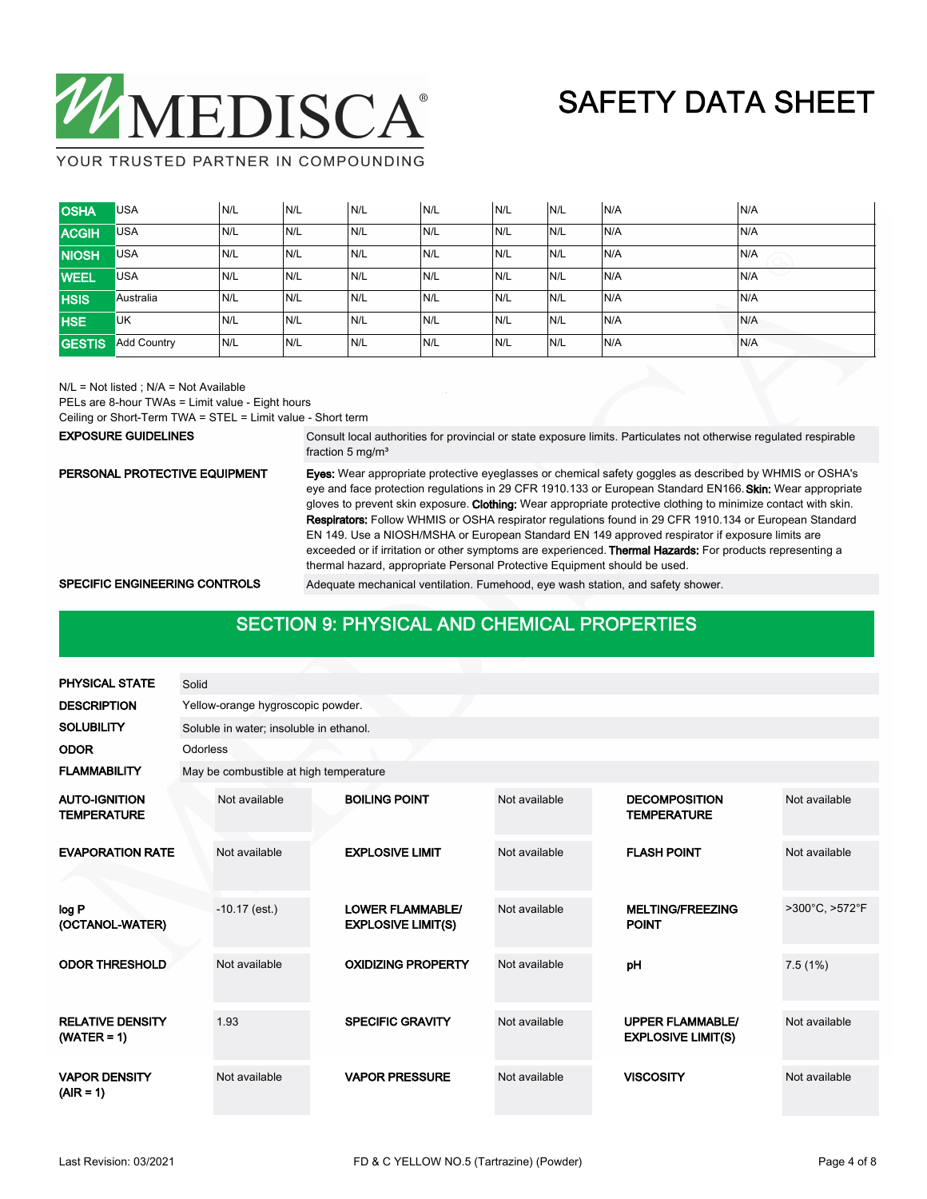| | | | | | | | | | |
|---|---|---|---|---|---|---|---|---|---|
| **OSHA** | USA | N/L | N/L | N/L | N/L | N/L | N/L | N/A | N/A |
| **ACGIH** | USA | N/L | N/L | N/L | N/L | N/L | N/L | N/A | N/A |
| **NIOSH** | USA | N/L | N/L | N/L | N/L | N/L | N/L | N/A | N/A |
| **WEEL** | USA | N/L | N/L | N/L | N/L | N/L | N/L | N/A | N/A |
| **HSIS** | Australia | N/L | N/L | N/L | N/L | N/L | N/L | N/A | N/A |
| **HSE** | UK | N/L | N/L | N/L | N/L | N/L | N/L | N/A | N/A |
| **GESTIS** | Add Country | N/L | N/L | N/L | N/L | N/L | N/L | N/A | N/A |

N/L = Not listed ; N/A = Not Available
PELs are 8-hour TWAs = Limit value - Eight hours
Ceiling or Short-Term TWA = STEL = Limit value - Short term

**EXPOSURE GUIDELINES**
Consult local authorities for provincial or state exposure limits. Particulates not otherwise regulated respirable fraction 5 mg/m³

**PERSONAL PROTECTIVE EQUIPMENT**
**Eyes:** Wear appropriate protective eyeglasses or chemical safety goggles as described by WHMIS or OSHA's eye and face protection regulations in 29 CFR 1910.133 or European Standard EN166. **Skin:** Wear appropriate gloves to prevent skin exposure. **Clothing:** Wear appropriate protective clothing to minimize contact with skin. **Respirators:** Follow WHMIS or OSHA respirator regulations found in 29 CFR 1910.134 or European Standard EN 149. Use a NIOSH/MSHA or European Standard EN 149 approved respirator if exposure limits are exceeded or if irritation or other symptoms are experienced. **Thermal Hazards:** For products representing a thermal hazard, appropriate Personal Protective Equipment should be used.

**SPECIFIC ENGINEERING CONTROLS**
Adequate mechanical ventilation. Fumehood, eye wash station, and safety shower.

## SECTION 9: PHYSICAL AND CHEMICAL PROPERTIES

**PHYSICAL STATE** Solid

**DESCRIPTION** Yellow-orange hygroscopic powder.

**SOLUBILITY** Soluble in water; insoluble in ethanol.

**ODOR** Odorless

**FLAMMABILITY** May be combustible at high temperature

| | | | | | |
|---|---|---|---|---|---|
| **AUTO-IGNITION TEMPERATURE** | Not available | **BOILING POINT** | Not available | **DECOMPOSITION TEMPERATURE** | Not available |
| **EVAPORATION RATE** | Not available | **EXPLOSIVE LIMIT** | Not available | **FLASH POINT** | Not available |
| **log P (OCTANOL-WATER)** | -10.17 (est.) | **LOWER FLAMMABLE/ EXPLOSIVE LIMIT(S)** | Not available | **MELTING/FREEZING POINT** | >300°C, >572°F |
| **ODOR THRESHOLD** | Not available | **OXIDIZING PROPERTY** | Not available | **pH** | 7.5 (1%) |
| **RELATIVE DENSITY (WATER = 1)** | 1.93 | **SPECIFIC GRAVITY** | Not available | **UPPER FLAMMABLE/ EXPLOSIVE LIMIT(S)** | Not available |
| **VAPOR DENSITY (AIR = 1)** | Not available | **VAPOR PRESSURE** | Not available | **VISCOSITY** | Not available |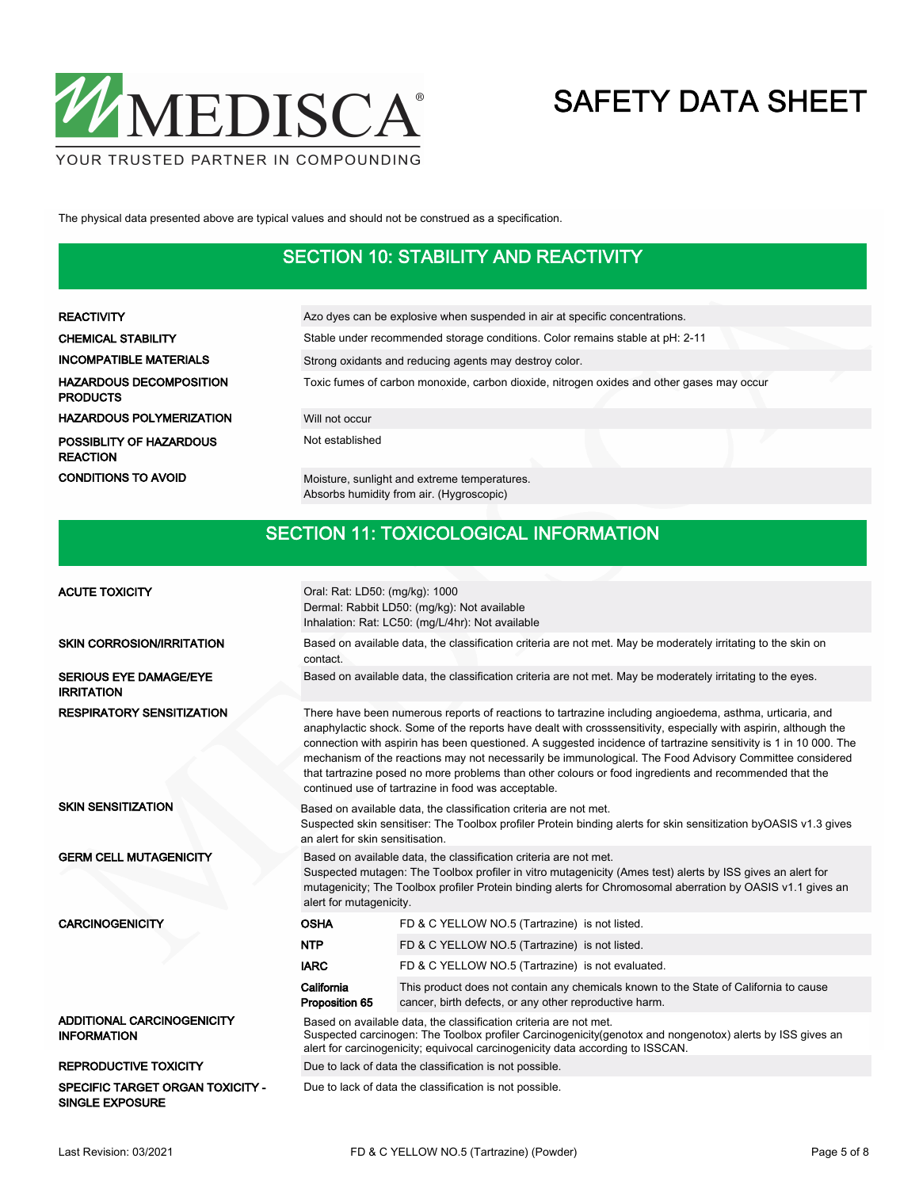The physical data presented above are typical values and should not be construed as a specification.

## SECTION 10: STABILITY AND REACTIVITY

| | |
|---|---|
| **REACTIVITY** | Azo dyes can be explosive when suspended in air at specific concentrations. |
| **CHEMICAL STABILITY** | Stable under recommended storage conditions. Color remains stable at pH: 2-11 |
| **INCOMPATIBLE MATERIALS** | Strong oxidants and reducing agents may destroy color. |
| **HAZARDOUS DECOMPOSITION PRODUCTS** | Toxic fumes of carbon monoxide, carbon dioxide, nitrogen oxides and other gases may occur |
| **HAZARDOUS POLYMERIZATION** | Will not occur |
| **POSSIBLITY OF HAZARDOUS REACTION** | Not established |
| **CONDITIONS TO AVOID** | Moisture, sunlight and extreme temperatures.<br>Absorbs humidity from air. (Hygroscopic) |

## SECTION 11: TOXICOLOGICAL INFORMATION

| | | |
|---|---|---|
| **ACUTE TOXICITY** | Oral: Rat: LD50: (mg/kg): 1000<br>Dermal: Rabbit LD50: (mg/kg): Not available<br>Inhalation: Rat: LC50: (mg/L/4hr): Not available | |
| **SKIN CORROSION/IRRITATION** | Based on available data, the classification criteria are not met. May be moderately irritating to the skin on contact. | |
| **SERIOUS EYE DAMAGE/EYE IRRITATION** | Based on available data, the classification criteria are not met. May be moderately irritating to the eyes. | |
| **RESPIRATORY SENSITIZATION** | There have been numerous reports of reactions to tartrazine including angioedema, asthma, urticaria, and anaphylactic shock. Some of the reports have dealt with crosssensitivity, especially with aspirin, although the connection with aspirin has been questioned. A suggested incidence of tartrazine sensitivity is 1 in 10 000. The mechanism of the reactions may not necessarily be immunological. The Food Advisory Committee considered that tartrazine posed no more problems than other colours or food ingredients and recommended that the continued use of tartrazine in food was acceptable. | |
| **SKIN SENSITIZATION** | Based on available data, the classification criteria are not met.<br>Suspected skin sensitiser: The Toolbox profiler Protein binding alerts for skin sensitization byOASIS v1.3 gives an alert for skin sensitisation. | |
| **GERM CELL MUTAGENICITY** | Based on available data, the classification criteria are not met.<br>Suspected mutagen: The Toolbox profiler In vitro mutagenicity (Ames test) alerts by ISS gives an alert for mutagenicity; The Toolbox profiler Protein binding alerts for Chromosomal aberration by OASIS v1.1 gives an alert for mutagenicity. | |
| **CARCINOGENICITY** | **OSHA** | FD & C YELLOW NO.5 (Tartrazine) is not listed. |
| | **NTP** | FD & C YELLOW NO.5 (Tartrazine) is not listed. |
| | **IARC** | FD & C YELLOW NO.5 (Tartrazine) is not evaluated. |
| | **California Proposition 65** | This product does not contain any chemicals known to the State of California to cause cancer, birth defects, or any other reproductive harm. |
| **ADDITIONAL CARCINOGENICITY INFORMATION** | Based on available data, the classification criteria are not met.<br>Suspected carcinogen: The Toolbox profiler Carcinogenicity(genotox and nongenotox) alerts by ISS gives an alert for carcinogenicity; equivocal carcinogenicity data according to ISSCAN. | |
| **REPRODUCTIVE TOXICITY** | Due to lack of data the classification is not possible. | |
| **SPECIFIC TARGET ORGAN TOXICITY - SINGLE EXPOSURE** | Due to lack of data the classification is not possible. | |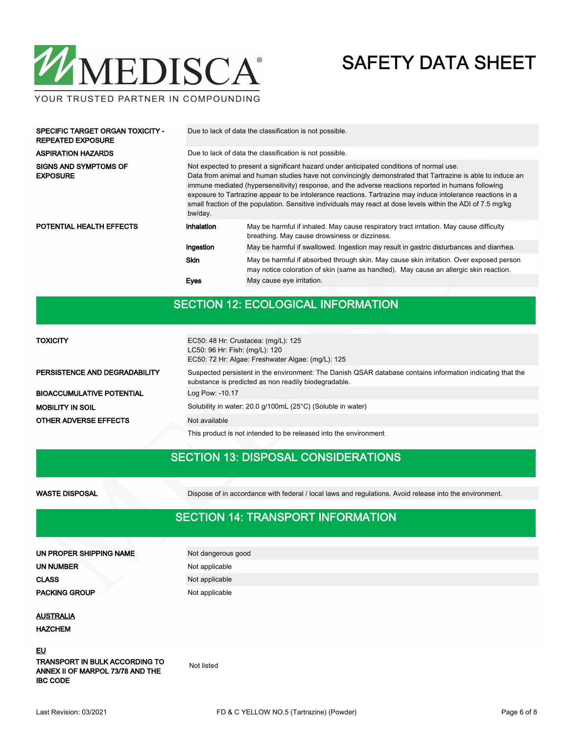| | | |
|---|---|---|
| **SPECIFIC TARGET ORGAN TOXICITY - REPEATED EXPOSURE** | Due to lack of data the classification is not possible. | |
| **ASPIRATION HAZARDS** | Due to lack of data the classification is not possible. | |
| **SIGNS AND SYMPTOMS OF EXPOSURE** | Not expected to present a significant hazard under anticipated conditions of normal use. Data from animal and human studies have not convincingly demonstrated that Tartrazine is able to induce an immune mediated (hypersensitivity) response, and the adverse reactions reported in humans following exposure to Tartrazine appear to be intolerance reactions. Tartrazine may induce intolerance reactions in a small fraction of the population. Sensitive individuals may react at dose levels within the ADI of 7.5 mg/kg bw/day. | |
| **POTENTIAL HEALTH EFFECTS** | **Inhalation** | May be harmful if inhaled. May cause respiratory tract irritation. May cause difficulty breathing. May cause drowsiness or dizziness. |
| | **Ingestion** | May be harmful if swallowed. Ingestion may result in gastric disturbances and diarrhea. |
| | **Skin** | May be harmful if absorbed through skin. May cause skin irritation. Over exposed person may notice coloration of skin (same as handled). May cause an allergic skin reaction. |
| | **Eyes** | May cause eye irritation. |

## SECTION 12: ECOLOGICAL INFORMATION

| | |
|---|---|
| **TOXICITY** | EC50: 48 Hr: Crustacea: (mg/L): 125<br>LC50: 96 Hr: Fish: (mg/L): 120<br>EC50: 72 Hr: Algae: Freshwater Algae: (mg/L): 125 |
| **PERSISTENCE AND DEGRADABILITY** | Suspected persistent in the environment: The Danish QSAR database contains information indicating that the substance is predicted as non readily biodegradable. |
| **BIOACCUMULATIVE POTENTIAL** | Log Pow: -10.17 |
| **MOBILITY IN SOIL** | Solubility in water: 20.0 g/100mL (25°C) (Soluble in water) |
| **OTHER ADVERSE EFFECTS** | Not available |
| | This product is not intended to be released into the environment |

## SECTION 13: DISPOSAL CONSIDERATIONS

| | |
|---|---|
| **WASTE DISPOSAL** | Dispose of in accordance with federal / local laws and regulations. Avoid release into the environment. |

## SECTION 14: TRANSPORT INFORMATION

| | |
|---|---|
| **UN PROPER SHIPPING NAME** | Not dangerous good |
| **UN NUMBER** | Not applicable |
| **CLASS** | Not applicable |
| **PACKING GROUP** | Not applicable |

**AUSTRALIA**

**HAZCHEM**

**EU**

| | |
|---|---|
| **TRANSPORT IN BULK ACCORDING TO ANNEX II OF MARPOL 73/78 AND THE IBC CODE** | Not listed |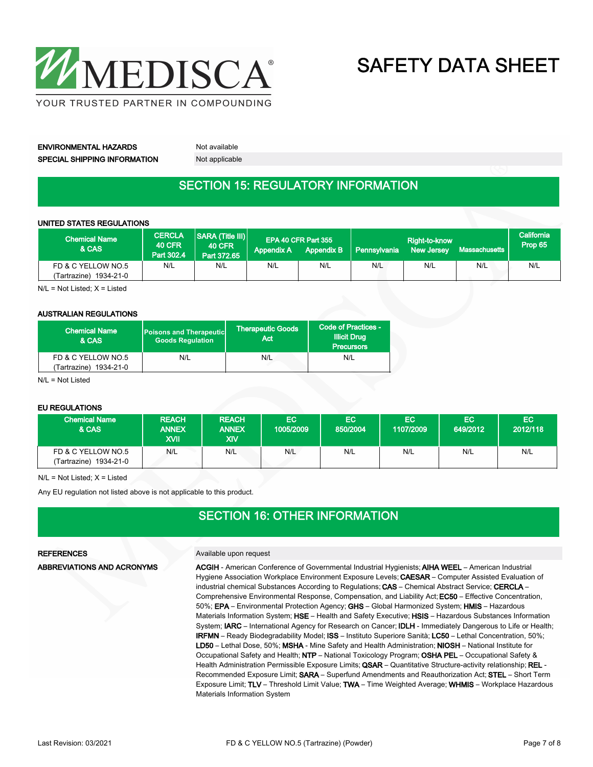**ENVIRONMENTAL HAZARDS** Not available

**SPECIAL SHIPPING INFORMATION** Not applicable

## SECTION 15: REGULATORY INFORMATION

### UNITED STATES REGULATIONS

| Chemical Name & CAS | CERCLA 40 CFR Part 302.4 | SARA (Title III) 40 CFR Part 372.65 | EPA 40 CFR Part 355 Appendix A | EPA 40 CFR Part 355 Appendix B | Right-to-know Pennsylvania | Right-to-know New Jersey | Right-to-know Massachusetts | California Prop 65 |
|---|---|---|---|---|---|---|---|---|
| FD & C YELLOW NO.5 (Tartrazine) 1934-21-0 | N/L | N/L | N/L | N/L | N/L | N/L | N/L | N/L |

N/L = Not Listed; X = Listed

### AUSTRALIAN REGULATIONS

| Chemical Name & CAS | Poisons and Therapeutic Goods Regulation | Therapeutic Goods Act | Code of Practices - Illicit Drug Precursors |
|---|---|---|---|
| FD & C YELLOW NO.5 (Tartrazine) 1934-21-0 | N/L | N/L | N/L |

N/L = Not Listed

### EU REGULATIONS

| Chemical Name & CAS | REACH ANNEX XVII | REACH ANNEX XIV | EC 1005/2009 | EC 850/2004 | EC 1107/2009 | EC 649/2012 | EC 2012/118 |
|---|---|---|---|---|---|---|---|
| FD & C YELLOW NO.5 (Tartrazine) 1934-21-0 | N/L | N/L | N/L | N/L | N/L | N/L | N/L |

N/L = Not Listed; X = Listed

Any EU regulation not listed above is not applicable to this product.

## SECTION 16: OTHER INFORMATION

**REFERENCES** Available upon request

**ABBREVIATIONS AND ACRONYMS** **ACGIH** - American Conference of Governmental Industrial Hygienists; **AIHA WEEL** – American Industrial Hygiene Association Workplace Environment Exposure Levels; **CAESAR** – Computer Assisted Evaluation of industrial chemical Substances According to Regulations; **CAS** – Chemical Abstract Service; **CERCLA** – Comprehensive Environmental Response, Compensation, and Liability Act; **EC50** – Effective Concentration, 50%; **EPA** – Environmental Protection Agency; **GHS** – Global Harmonized System; **HMIS** – Hazardous Materials Information System; **HSE** – Health and Safety Executive; **HSIS** – Hazardous Substances Information System; **IARC** – International Agency for Research on Cancer; **IDLH** - Immediately Dangerous to Life or Health; **IRFMN** – Ready Biodegradability Model; **ISS** – Instituto Superiore Sanità; **LC50** – Lethal Concentration, 50%; **LD50** – Lethal Dose, 50%; **MSHA** - Mine Safety and Health Administration; **NIOSH** – National Institute for Occupational Safety and Health; **NTP** – National Toxicology Program; **OSHA PEL** – Occupational Safety & Health Administration Permissible Exposure Limits; **QSAR** – Quantitative Structure-activity relationship; **REL** - Recommended Exposure Limit; **SARA** – Superfund Amendments and Reauthorization Act; **STEL** – Short Term Exposure Limit; **TLV** – Threshold Limit Value; **TWA** – Time Weighted Average; **WHMIS** – Workplace Hazardous Materials Information System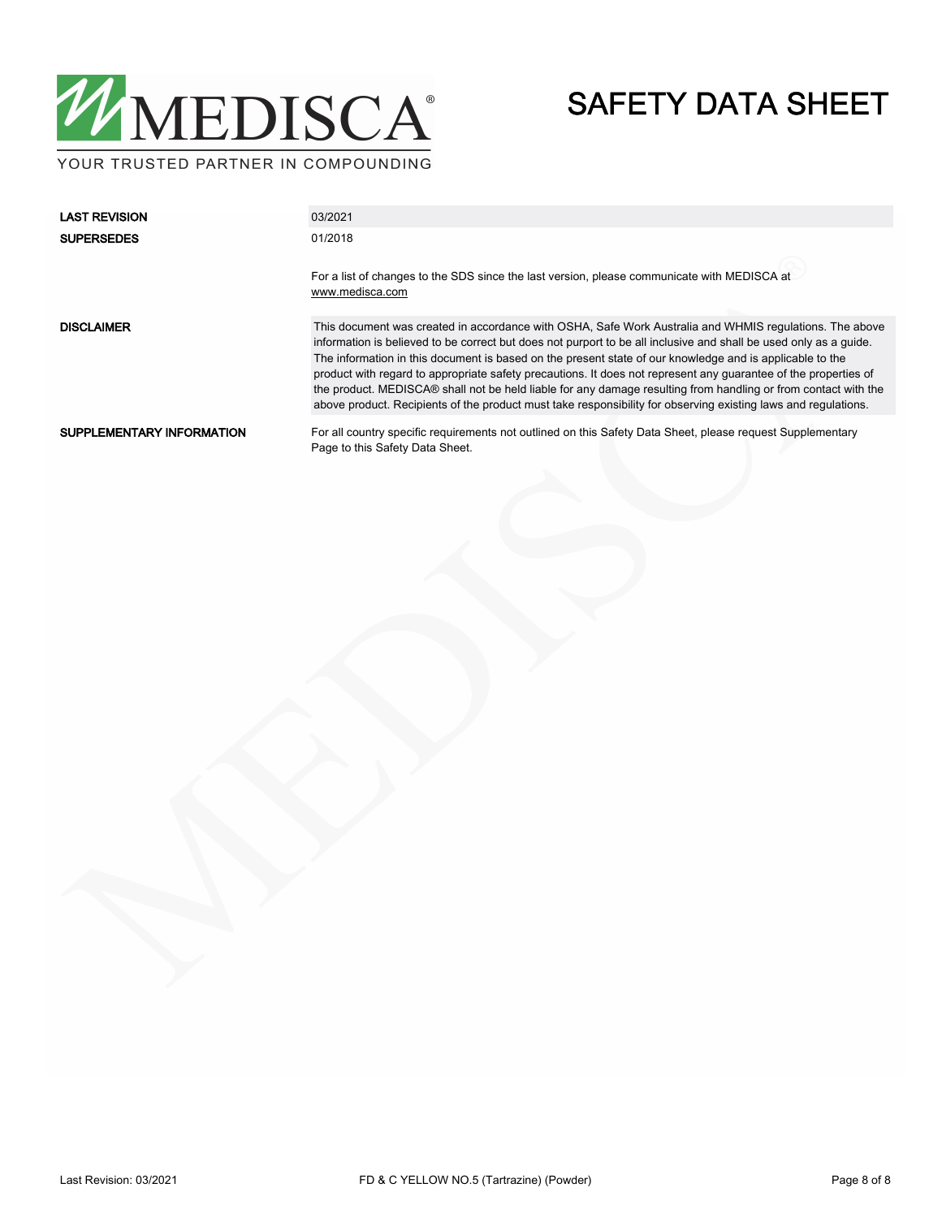| | |
|---|---|
| **LAST REVISION** | 03/2021 |
| **SUPERSEDES** | 01/2018 |
| | For a list of changes to the SDS since the last version, please communicate with MEDISCA at www.medisca.com |
| **DISCLAIMER** | This document was created in accordance with OSHA, Safe Work Australia and WHMIS regulations. The above information is believed to be correct but does not purport to be all inclusive and shall be used only as a guide. The information in this document is based on the present state of our knowledge and is applicable to the product with regard to appropriate safety precautions. It does not represent any guarantee of the properties of the product. MEDISCA® shall not be held liable for any damage resulting from handling or from contact with the above product. Recipients of the product must take responsibility for observing existing laws and regulations. |
| **SUPPLEMENTARY INFORMATION** | For all country specific requirements not outlined on this Safety Data Sheet, please request Supplementary Page to this Safety Data Sheet. |